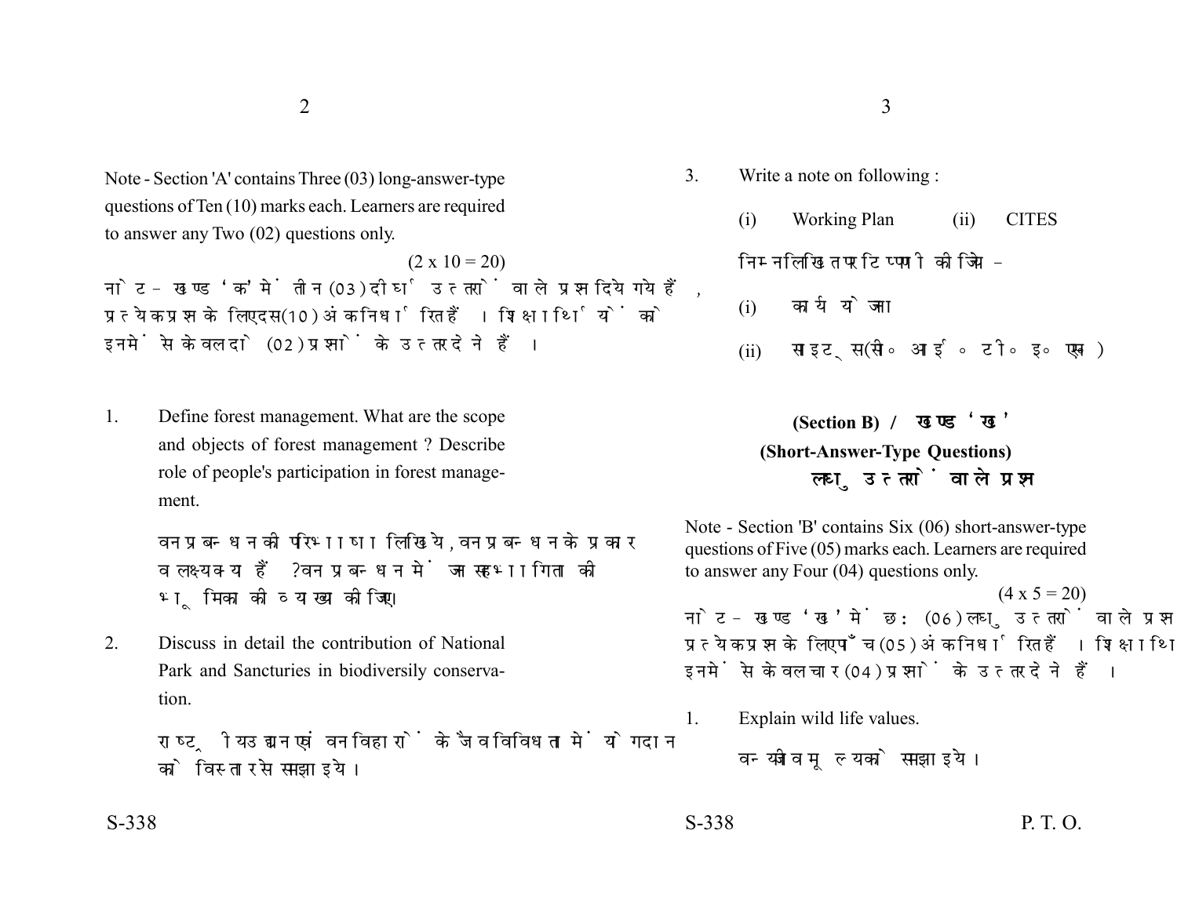Note - Section 'A' contains Three (03) long-answer-type questions of Ten (10) marks each. Learners are required to answer any Two (02) questions only.

(2 x 10 = 20)

नोट - खण्ड 'क' में तीन (03) दीर्घ उत्तरों वाले प्रश्न दिये गये हैं, प्रत्येक प्रश्न के लिए दस (10) अंक निर्धारित हैं। शिक्षार्थियों को इनमें से केवल दो (02) प्रश्नों के उत्तर देने हैं।

1. Define forest management. What are the scope and objects of forest management ? Describe role of people's participation in forest management.

   वन प्रबन्धन की परिभाषा लिखिये, वन प्रबन्धन के प्रकार व लक्ष्य क्या हैं ? वन प्रबन्धन में जन सहभागिता की भूमिका की व्याख्या कीजिए।

2. Discuss in detail the contribution of National Park and Sancturies in biodiversily conservation.

   राष्ट्रीय उद्यान एवं वन विहारों के जैव विविधता में योगदान को विस्तार से समझाइये।

3. Write a note on following :

   (i) Working Plan (ii) CITES

   निम्नलिखित पर टिप्पणी कीजिये -

   (i) कार्य योजना

   (ii) साइट्स (सी० आई० टी० इ० एस)

## (Section B) / खण्ड 'ख'

## (Short-Answer-Type Questions)

## लघु उत्तरों वाले प्रश्न

Note - Section 'B' contains Six (06) short-answer-type questions of Five (05) marks each. Learners are required to answer any Four (04) questions only.

(4 x 5 = 20)

नोट - खण्ड 'ख' में छः (06) लघु उत्तरों वाले प्रश्न दिये गये हैं, प्रत्येक प्रश्न के लिए पाँच (05) अंक निर्धारित हैं। शिक्षार्थियों को इनमें से केवल चार (04) प्रश्नों के उत्तर देने हैं।

1. Explain wild life values.

   वन्य जीव मूल्य को समझाइये।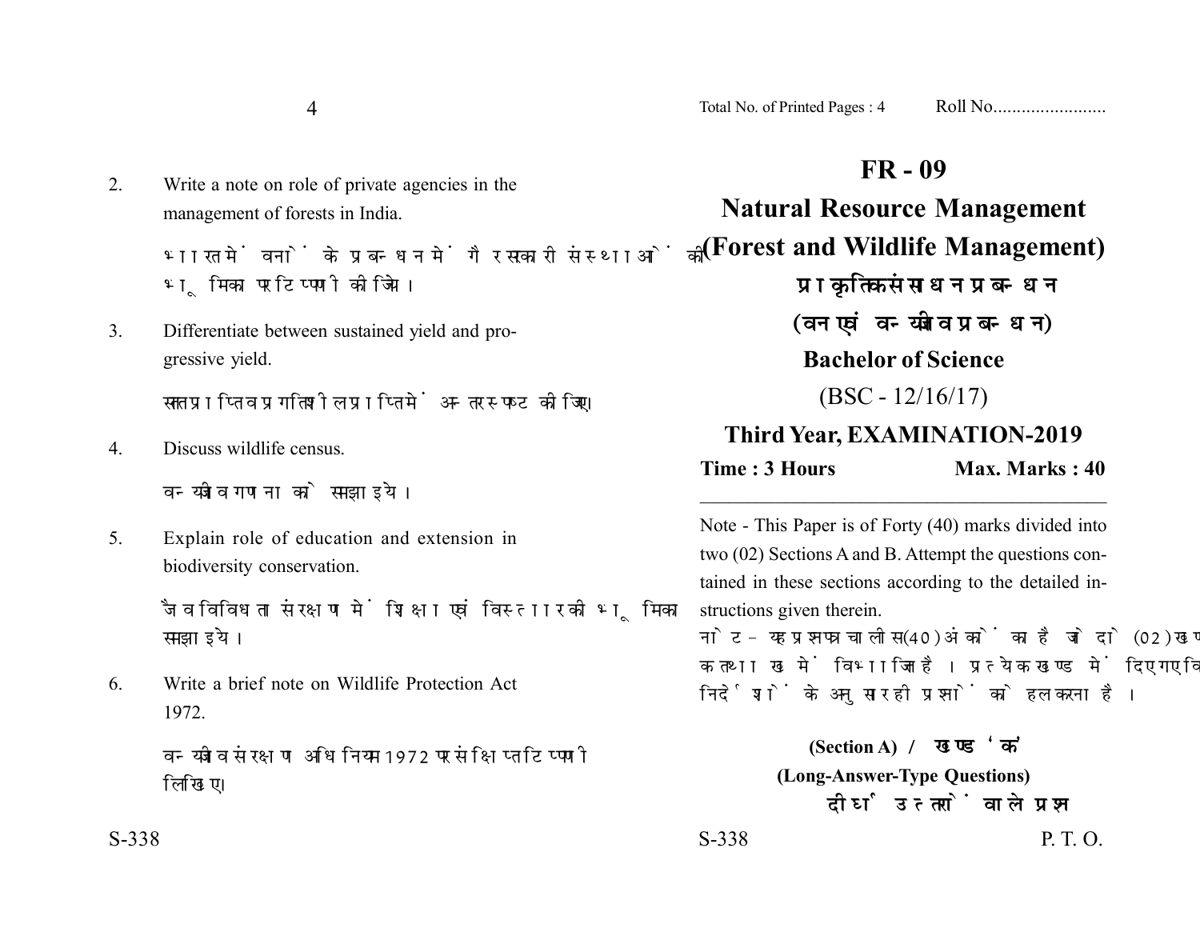2. Write a note on role of private agencies in the management of forests in India.

   भारत में वनों के प्रबन्धन में गैरसरकारी संस्थाओं की भूमिका पर टिप्पणी कीजिये।

3. Differentiate between sustained yield and progressive yield.

   सतत प्राप्ति व प्रगतिशील प्राप्ति में अन्तर स्पष्ट कीजिए।

4. Discuss wildlife census.

   वन्यजीव गणना को समझाइये।

5. Explain role of education and extension in biodiversity conservation.

   जैवविविधता संरक्षण में शिक्षा एवं विस्तार की भूमिका समझाइये।

6. Write a brief note on Wildlife Protection Act 1972.

   वन्यजीव संरक्षण अधिनियम 1972 पर संक्षिप्त टिप्पणी लिखिए।

# FR - 09

## Natural Resource Management (Forest and Wildlife Management)

## प्राकृतिक संसाधन प्रबन्धन (वन एवं वन्यजीव प्रबन्धन)

### Bachelor of Science

(BSC - 12/16/17)

### Third Year, EXAMINATION-2019

**Time : 3 Hours** **Max. Marks : 40**

Note - This Paper is of Forty (40) marks divided into two (02) Sections A and B. Attempt the questions contained in these sections according to the detailed instructions given therein.

नोट - यह प्रश्नपत्र चालीस (40) अंकों का है जो दो (02) खण्डों क तथा ख में विभाजित है। प्रत्येक खण्ड में दिए गए विस्तृत निर्देशों के अनुसार ही प्रश्नों को हल करना है।

**(Section A) / खण्ड 'क'**

**(Long-Answer-Type Questions)**

**दीर्घ उत्तरों वाले प्रश्न**